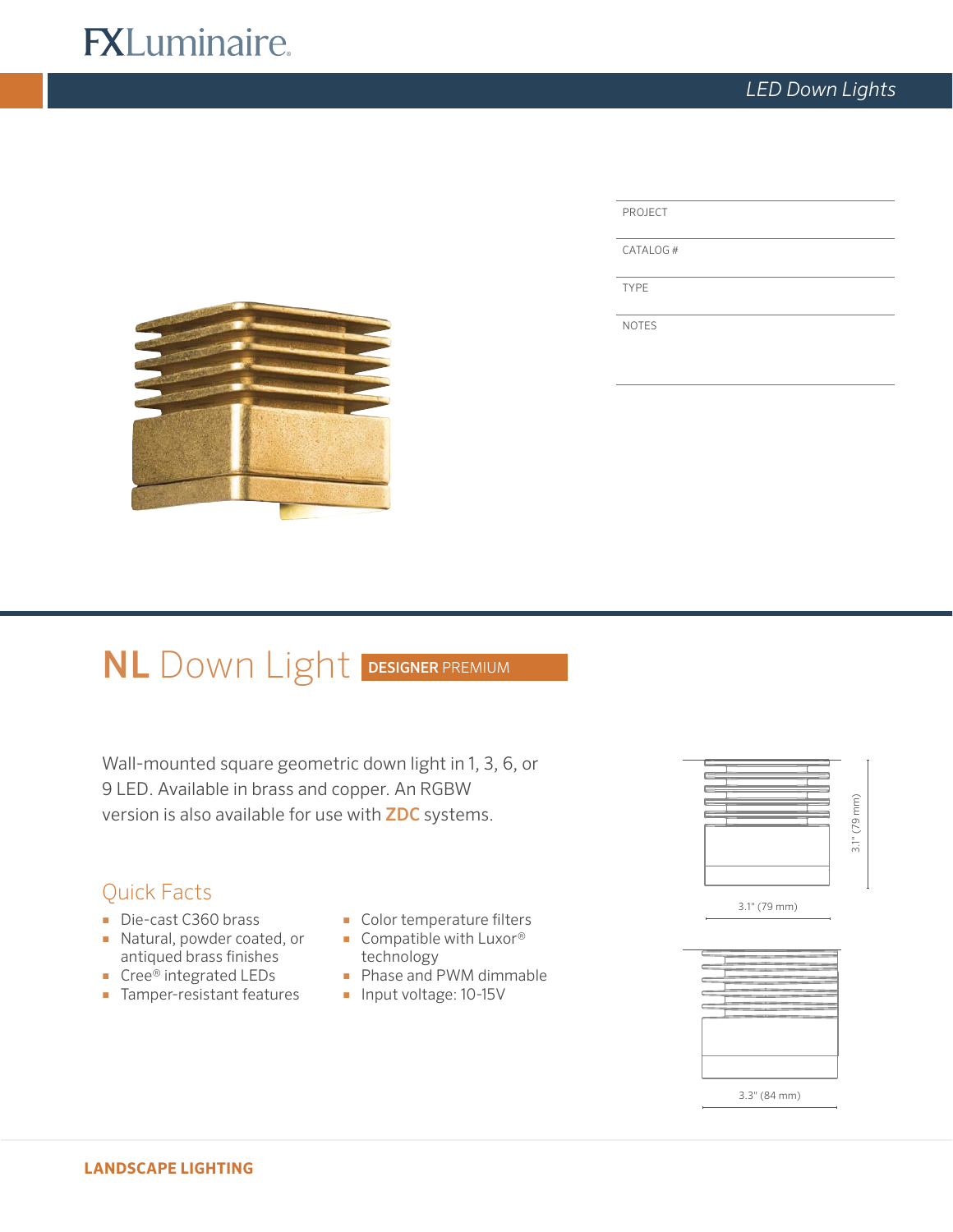FXLuminaire

*LED Down Lights*

| PROJECT | |
| --- | --- |
| CATALOG # | |
| TYPE | |
| NOTES | |

# NL Down Light DESIGNER PREMIUM

Wall-mounted square geometric down light in 1, 3, 6, or 9 LED. Available in brass and copper. An RGBW version is also available for use with **ZDC** systems.

## Quick Facts

- Die-cast C360 brass
- Natural, powder coated, or antiqued brass finishes
- Cree® integrated LEDs
- Tamper-resistant features
- Color temperature filters
- Compatible with Luxor® technology
- Phase and PWM dimmable
- Input voltage: 10-15V

3.1" (79 mm)

3.1" (79 mm)

3.3" (84 mm)

**LANDSCAPE LIGHTING**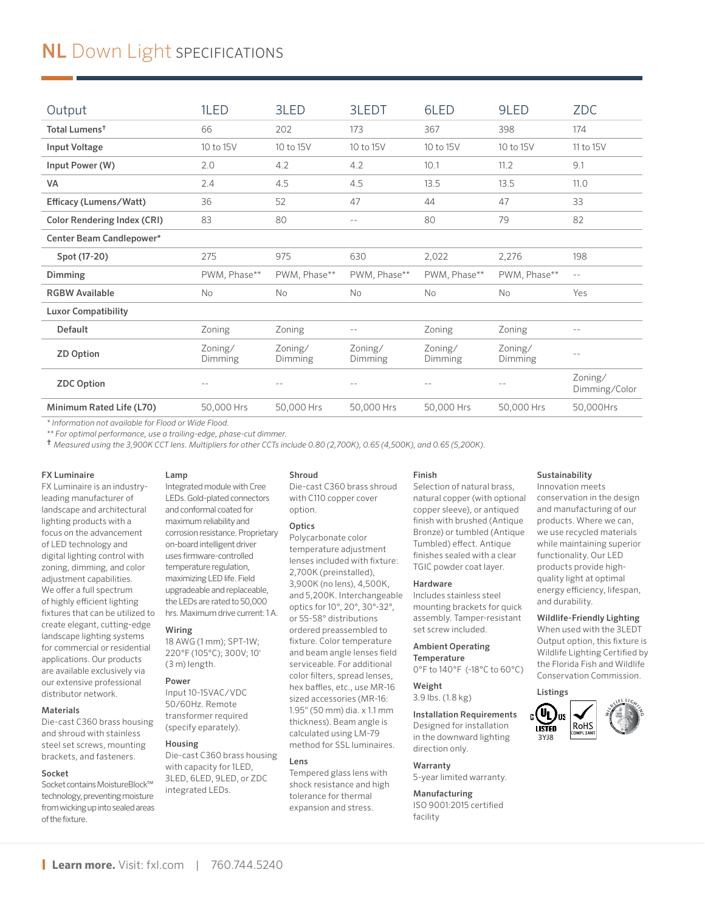# NL Down Light SPECIFICATIONS

| Output | 1LED | 3LED | 3LEDT | 6LED | 9LED | ZDC |
|---|---|---|---|---|---|---|
| **Total Lumens†** | 66 | 202 | 173 | 367 | 398 | 174 |
| **Input Voltage** | 10 to 15V | 10 to 15V | 10 to 15V | 10 to 15V | 10 to 15V | 11 to 15V |
| **Input Power (W)** | 2.0 | 4.2 | 4.2 | 10.1 | 11.2 | 9.1 |
| **VA** | 2.4 | 4.5 | 4.5 | 13.5 | 13.5 | 11.0 |
| **Efficacy (Lumens/Watt)** | 36 | 52 | 47 | 44 | 47 | 33 |
| **Color Rendering Index (CRI)** | 83 | 80 | -- | 80 | 79 | 82 |
| **Center Beam Candlepower*** | | | | | | |
| **Spot (17-20)** | 275 | 975 | 630 | 2,022 | 2,276 | 198 |
| **Dimming** | PWM, Phase** | PWM, Phase** | PWM, Phase** | PWM, Phase** | PWM, Phase** | -- |
| **RGBW Available** | No | No | No | No | No | Yes |
| **Luxor Compatibility** | | | | | | |
| **Default** | Zoning | Zoning | -- | Zoning | Zoning | -- |
| **ZD Option** | Zoning/ Dimming | Zoning/ Dimming | Zoning/ Dimming | Zoning/ Dimming | Zoning/ Dimming | -- |
| **ZDC Option** | -- | -- | -- | -- | -- | Zoning/ Dimming/Color |
| **Minimum Rated Life (L70)** | 50,000 Hrs | 50,000 Hrs | 50,000 Hrs | 50,000 Hrs | 50,000 Hrs | 50,000Hrs |

*\* Information not available for Flood or Wide Flood.*
*\*\* For optimal performance, use a trailing-edge, phase-cut dimmer.*
*† Measured using the 3,900K CCT lens. Multipliers for other CCTs include 0.80 (2,700K), 0.65 (4,500K), and 0.65 (5,200K).*

**FX Luminaire**
FX Luminaire is an industry-leading manufacturer of landscape and architectural lighting products with a focus on the advancement of LED technology and digital lighting control with zoning, dimming, and color adjustment capabilities. We offer a full spectrum of highly efficient lighting fixtures that can be utilized to create elegant, cutting-edge landscape lighting systems for commercial or residential applications. Our products are available exclusively via our extensive professional distributor network.

**Materials**
Die-cast C360 brass housing and shroud with stainless steel set screws, mounting brackets, and fasteners.

**Socket**
Socket contains MoistureBlock™ technology, preventing moisture from wicking up into sealed areas of the fixture.

**Lamp**
Integrated module with Cree LEDs. Gold-plated connectors and conformal coated for maximum reliability and corrosion resistance. Proprietary on-board intelligent driver uses firmware-controlled temperature regulation, maximizing LED life. Field upgradeable and replaceable, the LEDs are rated to 50,000 hrs. Maximum drive current: 1 A.

**Wiring**
18 AWG (1 mm); SPT-1W; 220°F (105°C); 300V; 10' (3 m) length.

**Power**
Input 10-15VAC/VDC 50/60Hz. Remote transformer required (specify eparately).

**Housing**
Die-cast C360 brass housing with capacity for 1LED, 3LED, 6LED, 9LED, or ZDC integrated LEDs.

**Shroud**
Die-cast C360 brass shroud with C110 copper cover option.

**Optics**
Polycarbonate color temperature adjustment lenses included with fixture: 2,700K (preinstalled), 3,900K (no lens), 4,500K, and 5,200K. Interchangeable optics for 10°, 20°, 30°-32°, or 55-58° distributions ordered preassembled to fixture. Color temperature and beam angle lenses field serviceable. For additional color filters, spread lenses, hex baffles, etc., use MR-16 sized accessories (MR-16: 1.95" (50 mm) dia. x 1.1 mm thickness). Beam angle is calculated using LM-79 method for SSL luminaires.

**Lens**
Tempered glass lens with shock resistance and high tolerance for thermal expansion and stress.

**Finish**
Selection of natural brass, natural copper (with optional copper sleeve), or antiqued finish with brushed (Antique Bronze) or tumbled (Antique Tumbled) effect. Antique finishes sealed with a clear TGIC powder coat layer.

**Hardware**
Includes stainless steel mounting brackets for quick assembly. Tamper-resistant set screw included.

**Ambient Operating Temperature**
0°F to 140°F (-18°C to 60°C)

**Weight**
3.9 lbs. (1.8 kg)

**Installation Requirements**
Designed for installation in the downward lighting direction only.

**Warranty**
5-year limited warranty.

**Manufacturing**
ISO 9001:2015 certified facility

**Sustainability**
Innovation meets conservation in the design and manufacturing of our products. Where we can, we use recycled materials while maintaining superior functionality. Our LED products provide high-quality light at optimal energy efficiency, lifespan, and durability.

**Wildlife-Friendly Lighting**
When used with the 3LEDT Output option, this fixture is Wildlife Lighting Certified by the Florida Fish and Wildlife Conservation Commission.

**Listings**
c UL us LISTED 3YJ8 · RoHS COMPLIANT · Wildlife Lighting Certified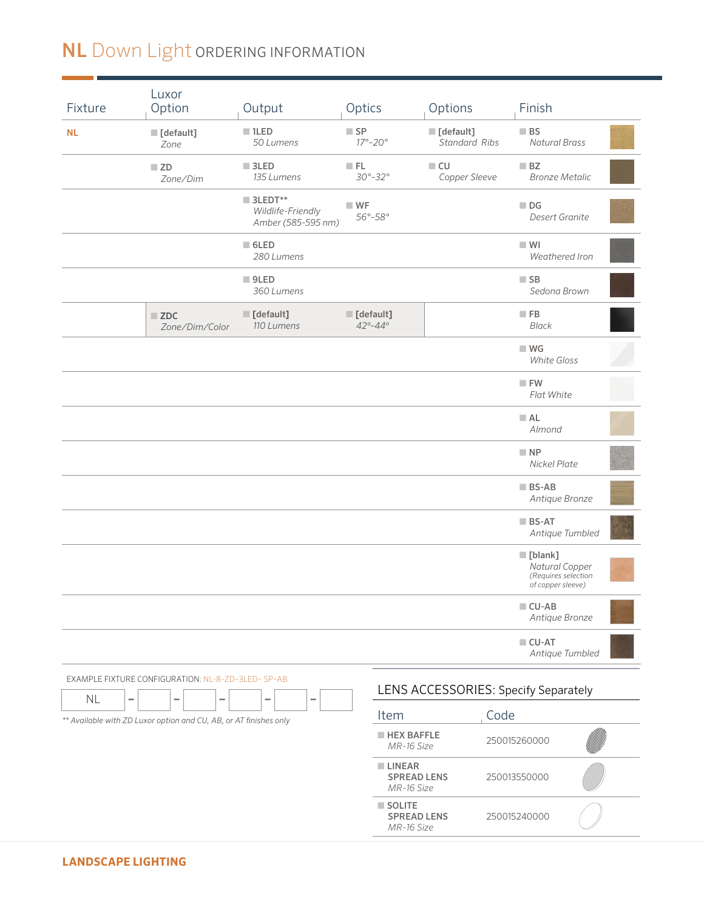# NL Down Light ORDERING INFORMATION

| Fixture | Luxor Option | Output | Optics | Options | Finish |
|---|---|---|---|---|---|
| **NL** | **[default]** *Zone* | **1LED** *50 Lumens* | **SP** *17°–20°* | **[default]** *Standard Ribs* | **BS** *Natural Brass* |
| | **ZD** *Zone/Dim* | **3LED** *135 Lumens* | **FL** *30°–32°* | **CU** *Copper Sleeve* | **BZ** *Bronze Metalic* |
| | | **3LEDT**** *Wildlife-Friendly Amber (585-595 nm)* | **WF** *56°–58°* | | **DG** *Desert Granite* |
| | | **6LED** *280 Lumens* | | | **WI** *Weathered Iron* |
| | | **9LED** *360 Lumens* | | | **SB** *Sedona Brown* |
| | **ZDC** *Zone/Dim/Color* | **[default]** *110 Lumens* | **[default]** *42°–44°* | | **FB** *Black* |
| | | | | | **WG** *White Gloss* |
| | | | | | **FW** *Flat White* |
| | | | | | **AL** *Almond* |
| | | | | | **NP** *Nickel Plate* |
| | | | | | **BS-AB** *Antique Bronze* |
| | | | | | **BS-AT** *Antique Tumbled* |
| | | | | | **[blank]** *Natural Copper (Requires selection of copper sleeve)* |
| | | | | | **CU-AB** *Antique Bronze* |
| | | | | | **CU-AT** *Antique Tumbled* |

EXAMPLE FIXTURE CONFIGURATION: NL-8-ZD-3LED- SP-AB

NL – ___ – ___ – ___ – ___ – ___

*** Available with ZD Luxor option and CU, AB, or AT finishes only*

## LENS ACCESSORIES: Specify Separately

| Item | Code |
|---|---|
| **HEX BAFFLE** *MR-16 Size* | 250015260000 |
| **LINEAR SPREAD LENS** *MR-16 Size* | 250013550000 |
| **SOLITE SPREAD LENS** *MR-16 Size* | 250015240000 |

**LANDSCAPE LIGHTING**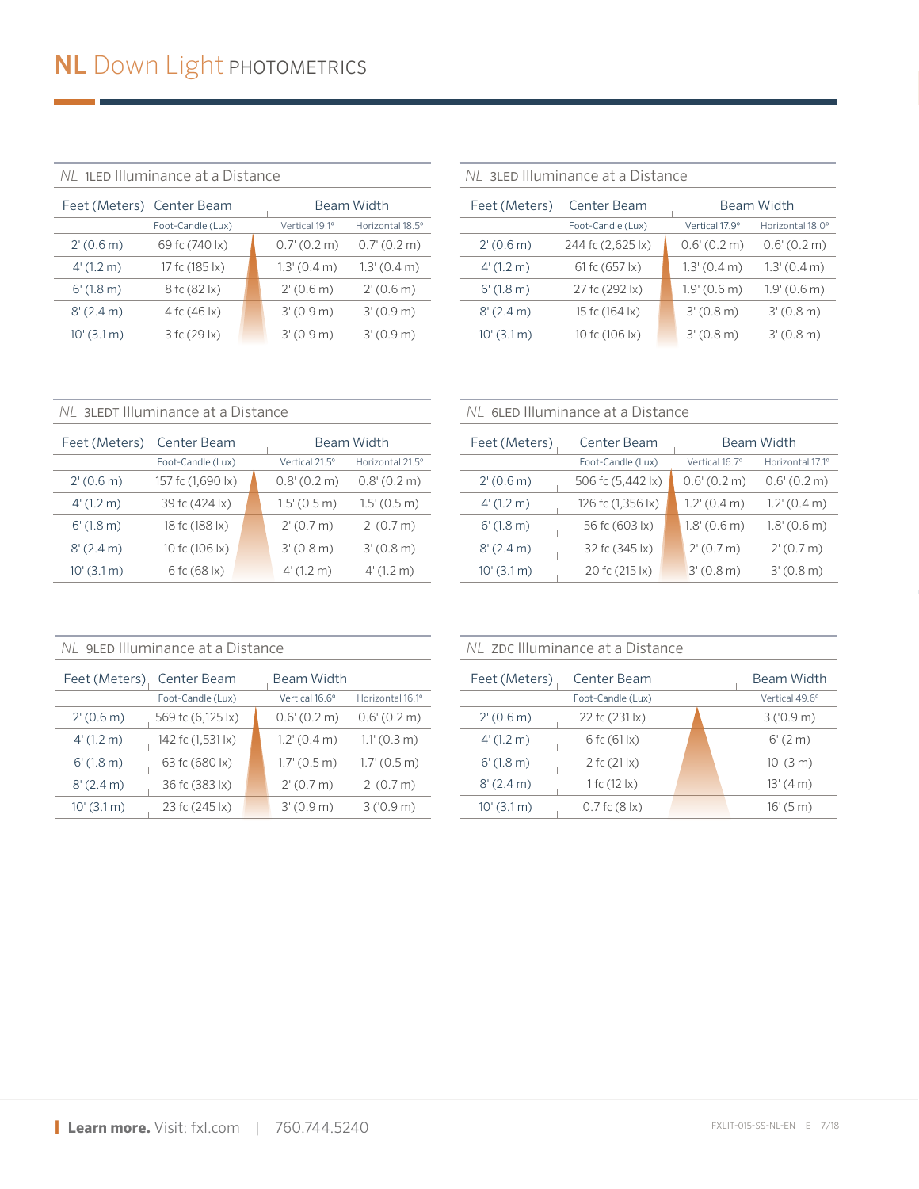# NL Down Light PHOTOMETRICS

### NL 1LED Illuminance at a Distance

| Feet (Meters) | Center Beam | Beam Width | |
|---|---|---|---|
| | Foot-Candle (Lux) | Vertical 19.1° | Horizontal 18.5° |
| 2' (0.6 m) | 69 fc (740 lx) | 0.7' (0.2 m) | 0.7' (0.2 m) |
| 4' (1.2 m) | 17 fc (185 lx) | 1.3' (0.4 m) | 1.3' (0.4 m) |
| 6' (1.8 m) | 8 fc (82 lx) | 2' (0.6 m) | 2' (0.6 m) |
| 8' (2.4 m) | 4 fc (46 lx) | 3' (0.9 m) | 3' (0.9 m) |
| 10' (3.1 m) | 3 fc (29 lx) | 3' (0.9 m) | 3' (0.9 m) |

### NL 3LED Illuminance at a Distance

| Feet (Meters) | Center Beam | Beam Width | |
|---|---|---|---|
| | Foot-Candle (Lux) | Vertical 17.9° | Horizontal 18.0° |
| 2' (0.6 m) | 244 fc (2,625 lx) | 0.6' (0.2 m) | 0.6' (0.2 m) |
| 4' (1.2 m) | 61 fc (657 lx) | 1.3' (0.4 m) | 1.3' (0.4 m) |
| 6' (1.8 m) | 27 fc (292 lx) | 1.9' (0.6 m) | 1.9' (0.6 m) |
| 8' (2.4 m) | 15 fc (164 lx) | 3' (0.8 m) | 3' (0.8 m) |
| 10' (3.1 m) | 10 fc (106 lx) | 3' (0.8 m) | 3' (0.8 m) |

### NL 3LEDT Illuminance at a Distance

| Feet (Meters) | Center Beam | Beam Width | |
|---|---|---|---|
| | Foot-Candle (Lux) | Vertical 21.5° | Horizontal 21.5° |
| 2' (0.6 m) | 157 fc (1,690 lx) | 0.8' (0.2 m) | 0.8' (0.2 m) |
| 4' (1.2 m) | 39 fc (424 lx) | 1.5' (0.5 m) | 1.5' (0.5 m) |
| 6' (1.8 m) | 18 fc (188 lx) | 2' (0.7 m) | 2' (0.7 m) |
| 8' (2.4 m) | 10 fc (106 lx) | 3' (0.8 m) | 3' (0.8 m) |
| 10' (3.1 m) | 6 fc (68 lx) | 4' (1.2 m) | 4' (1.2 m) |

### NL 6LED Illuminance at a Distance

| Feet (Meters) | Center Beam | Beam Width | |
|---|---|---|---|
| | Foot-Candle (Lux) | Vertical 16.7° | Horizontal 17.1° |
| 2' (0.6 m) | 506 fc (5,442 lx) | 0.6' (0.2 m) | 0.6' (0.2 m) |
| 4' (1.2 m) | 126 fc (1,356 lx) | 1.2' (0.4 m) | 1.2' (0.4 m) |
| 6' (1.8 m) | 56 fc (603 lx) | 1.8' (0.6 m) | 1.8' (0.6 m) |
| 8' (2.4 m) | 32 fc (345 lx) | 2' (0.7 m) | 2' (0.7 m) |
| 10' (3.1 m) | 20 fc (215 lx) | 3' (0.8 m) | 3' (0.8 m) |

### NL 9LED Illuminance at a Distance

| Feet (Meters) | Center Beam | Beam Width | |
|---|---|---|---|
| | Foot-Candle (Lux) | Vertical 16.6° | Horizontal 16.1° |
| 2' (0.6 m) | 569 fc (6,125 lx) | 0.6' (0.2 m) | 0.6' (0.2 m) |
| 4' (1.2 m) | 142 fc (1,531 lx) | 1.2' (0.4 m) | 1.1' (0.3 m) |
| 6' (1.8 m) | 63 fc (680 lx) | 1.7' (0.5 m) | 1.7' (0.5 m) |
| 8' (2.4 m) | 36 fc (383 lx) | 2' (0.7 m) | 2' (0.7 m) |
| 10' (3.1 m) | 23 fc (245 lx) | 3' (0.9 m) | 3 ('0.9 m) |

### NL ZDC Illuminance at a Distance

| Feet (Meters) | Center Beam | Beam Width |
|---|---|---|
| | Foot-Candle (Lux) | Vertical 49.6° |
| 2' (0.6 m) | 22 fc (231 lx) | 3 ('0.9 m) |
| 4' (1.2 m) | 6 fc (61 lx) | 6' (2 m) |
| 6' (1.8 m) | 2 fc (21 lx) | 10' (3 m) |
| 8' (2.4 m) | 1 fc (12 lx) | 13' (4 m) |
| 10' (3.1 m) | 0.7 fc (8 lx) | 16' (5 m) |

**Learn more.** Visit: fxl.com | 760.744.5240

FXLIT-015-SS-NL-EN E 7/18